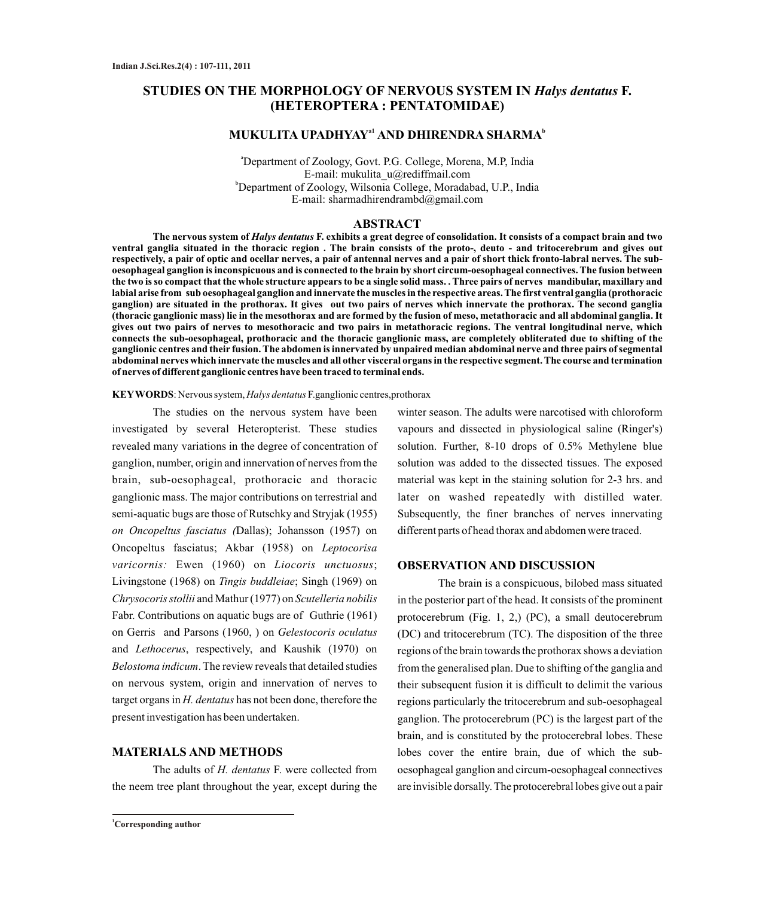# STUDIES ON THE MORPHOLOGY OF NERVOUS SYSTEM IN *Halys dentatus* F. (HETEROPTERA : PENTATOMIDAE)

**MUKULITA UPADHYAY[a1] AND DHIRENDRA SHARMA[b]**

[a]Department of Zoology, Govt. P.G. College, Morena, M.P, India
E-mail: mukulita_u@rediffmail.com
[b]Department of Zoology, Wilsonia College, Moradabad, U.P., India
E-mail: sharmadhirendrambd@gmail.com

## ABSTRACT

**The nervous system of *Halys dentatus* F. exhibits a great degree of consolidation. It consists of a compact brain and two ventral ganglia situated in the thoracic region . The brain consists of the proto-, deuto - and tritocerebrum and gives out respectively, a pair of optic and ocellar nerves, a pair of antennal nerves and a pair of short thick fronto-labral nerves. The sub-oesophageal ganglion is inconspicuous and is connected to the brain by short circum-oesophageal connectives. The fusion between the two is so compact that the whole structure appears to be a single solid mass. . Three pairs of nerves mandibular, maxillary and labial arise from sub oesophageal ganglion and innervate the muscles in the respective areas. The first ventral ganglia (prothoracic ganglion) are situated in the prothorax. It gives out two pairs of nerves which innervate the prothorax. The second ganglia (thoracic ganglionic mass) lie in the mesothorax and are formed by the fusion of meso, metathoracic and all abdominal ganglia. It gives out two pairs of nerves to mesothoracic and two pairs in metathoracic regions. The ventral longitudinal nerve, which connects the sub-oesophageal, prothoracic and the thoracic ganglionic mass, are completely obliterated due to shifting of the ganglionic centres and their fusion. The abdomen is innervated by unpaired median abdominal nerve and three pairs of segmental abdominal nerves which innervate the muscles and all other visceral organs in the respective segment. The course and termination of nerves of different ganglionic centres have been traced to terminal ends.**

**KEYWORDS**: Nervous system, *Halys dentatus* F. ganglionic centres, prothorax

The studies on the nervous system have been investigated by several Heteropterist. These studies revealed many variations in the degree of concentration of ganglion, number, origin and innervation of nerves from the brain, sub-oesophageal, prothoracic and thoracic ganglionic mass. The major contributions on terrestrial and semi-aquatic bugs are those of Rutschky and Stryjak (1955) *on Oncopeltus fasciatus (*Dallas); Johansson (1957) on Oncopeltus fasciatus; Akbar (1958) on *Leptocorisa varicornis:* Ewen (1960) on *Liocoris unctuosus*; Livingstone (1968) on *Tingis buddleiae*; Singh (1969) on *Chrysocoris stollii* and Mathur (1977) on *Scutelleria nobilis* Fabr. Contributions on aquatic bugs are of Guthrie (1961) on Gerris and Parsons (1960, ) on *Gelestocoris oculatus* and *Lethocerus*, respectively, and Kaushik (1970) on *Belostoma indicum*. The review reveals that detailed studies on nervous system, origin and innervation of nerves to target organs in *H. dentatus* has not been done, therefore the present investigation has been undertaken.

## MATERIALS AND METHODS

The adults of *H. dentatus* F. were collected from the neem tree plant throughout the year, except during the winter season. The adults were narcotised with chloroform vapours and dissected in physiological saline (Ringer's) solution. Further, 8-10 drops of 0.5% Methylene blue solution was added to the dissected tissues. The exposed material was kept in the staining solution for 2-3 hrs. and later on washed repeatedly with distilled water. Subsequently, the finer branches of nerves innervating different parts of head thorax and abdomen were traced.

## OBSERVATION AND DISCUSSION

The brain is a conspicuous, bilobed mass situated in the posterior part of the head. It consists of the prominent protocerebrum (Fig. 1, 2,) (PC), a small deutocerebrum (DC) and tritocerebrum (TC). The disposition of the three regions of the brain towards the prothorax shows a deviation from the generalised plan. Due to shifting of the ganglia and their subsequent fusion it is difficult to delimit the various regions particularly the tritocerebrum and sub-oesophageal ganglion. The protocerebrum (PC) is the largest part of the brain, and is constituted by the protocerebral lobes. These lobes cover the entire brain, due of which the sub-oesophageal ganglion and circum-oesophageal connectives are invisible dorsally. The protocerebral lobes give out a pair

[1]Corresponding author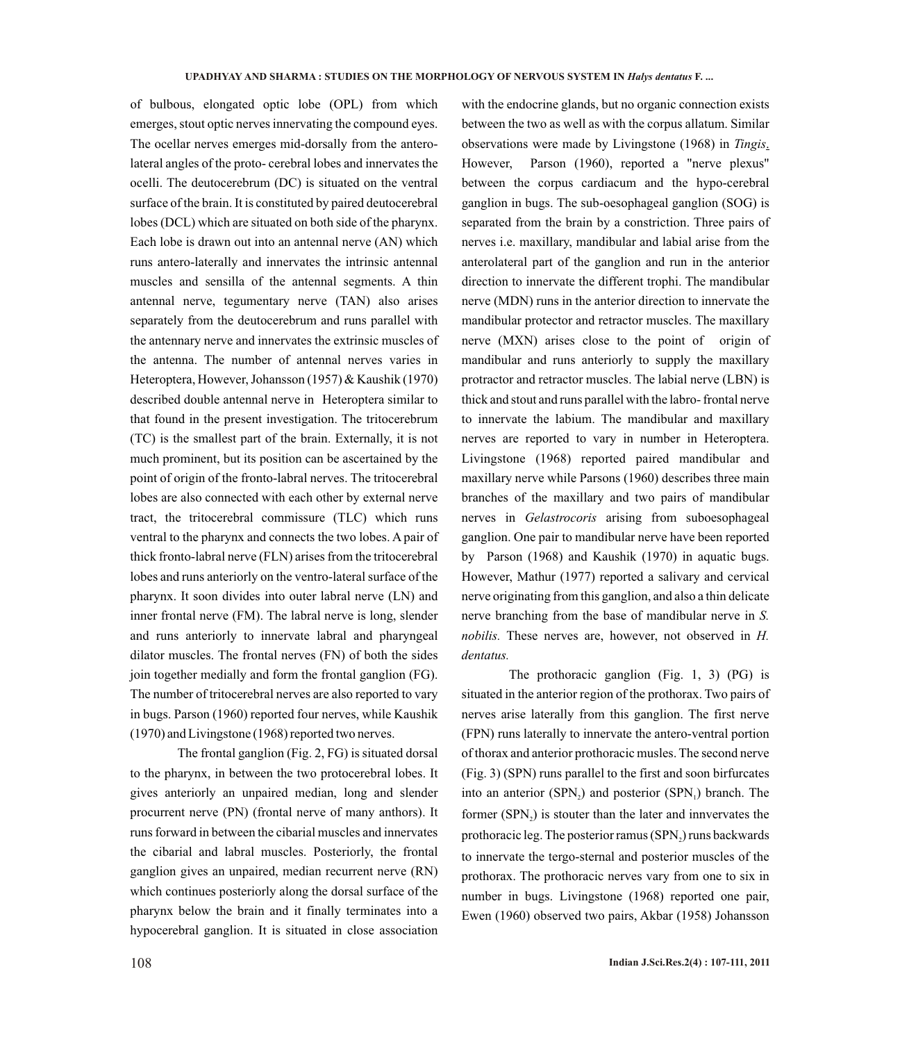of bulbous, elongated optic lobe (OPL) from which emerges, stout optic nerves innervating the compound eyes. The ocellar nerves emerges mid-dorsally from the antero-lateral angles of the proto- cerebral lobes and innervates the ocelli. The deutocerebrum (DC) is situated on the ventral surface of the brain. It is constituted by paired deutocerebral lobes (DCL) which are situated on both side of the pharynx. Each lobe is drawn out into an antennal nerve (AN) which runs antero-laterally and innervates the intrinsic antennal muscles and sensilla of the antennal segments. A thin antennal nerve, tegumentary nerve (TAN) also arises separately from the deutocerebrum and runs parallel with the antennary nerve and innervates the extrinsic muscles of the antenna. The number of antennal nerves varies in Heteroptera, However, Johansson (1957) & Kaushik (1970) described double antennal nerve in Heteroptera similar to that found in the present investigation. The tritocerebrum (TC) is the smallest part of the brain. Externally, it is not much prominent, but its position can be ascertained by the point of origin of the fronto-labral nerves. The tritocerebral lobes are also connected with each other by external nerve tract, the tritocerebral commissure (TLC) which runs ventral to the pharynx and connects the two lobes. A pair of thick fronto-labral nerve (FLN) arises from the tritocerebral lobes and runs anteriorly on the ventro-lateral surface of the pharynx. It soon divides into outer labral nerve (LN) and inner frontal nerve (FM). The labral nerve is long, slender and runs anteriorly to innervate labral and pharyngeal dilator muscles. The frontal nerves (FN) of both the sides join together medially and form the frontal ganglion (FG). The number of tritocerebral nerves are also reported to vary in bugs. Parson (1960) reported four nerves, while Kaushik (1970) and Livingstone (1968) reported two nerves.

The frontal ganglion (Fig. 2, FG) is situated dorsal to the pharynx, in between the two protocerebral lobes. It gives anteriorly an unpaired median, long and slender procurrent nerve (PN) (frontal nerve of many anthors). It runs forward in between the cibarial muscles and innervates the cibarial and labral muscles. Posteriorly, the frontal ganglion gives an unpaired, median recurrent nerve (RN) which continues posteriorly along the dorsal surface of the pharynx below the brain and it finally terminates into a hypocerebral ganglion. It is situated in close association with the endocrine glands, but no organic connection exists between the two as well as with the corpus allatum. Similar observations were made by Livingstone (1968) in *Tingis*. However, Parson (1960), reported a "nerve plexus" between the corpus cardiacum and the hypo-cerebral ganglion in bugs. The sub-oesophageal ganglion (SOG) is separated from the brain by a constriction. Three pairs of nerves i.e. maxillary, mandibular and labial arise from the anterolateral part of the ganglion and run in the anterior direction to innervate the different trophi. The mandibular nerve (MDN) runs in the anterior direction to innervate the mandibular protector and retractor muscles. The maxillary nerve (MXN) arises close to the point of origin of mandibular and runs anteriorly to supply the maxillary protractor and retractor muscles. The labial nerve (LBN) is thick and stout and runs parallel with the labro- frontal nerve to innervate the labium. The mandibular and maxillary nerves are reported to vary in number in Heteroptera. Livingstone (1968) reported paired mandibular and maxillary nerve while Parsons (1960) describes three main branches of the maxillary and two pairs of mandibular nerves in *Gelastrocoris* arising from suboesophageal ganglion. One pair to mandibular nerve have been reported by Parson (1968) and Kaushik (1970) in aquatic bugs. However, Mathur (1977) reported a salivary and cervical nerve originating from this ganglion, and also a thin delicate nerve branching from the base of mandibular nerve in *S. nobilis.* These nerves are, however, not observed in *H. dentatus.*

The prothoracic ganglion (Fig. 1, 3) (PG) is situated in the anterior region of the prothorax. Two pairs of nerves arise laterally from this ganglion. The first nerve (FPN) runs laterally to innervate the antero-ventral portion of thorax and anterior prothoracic musles. The second nerve (Fig. 3) (SPN) runs parallel to the first and soon birfurcates into an anterior ($SPN_2$) and posterior ($SPN_1$) branch. The former ($SPN_2$) is stouter than the later and innvervates the prothoracic leg. The posterior ramus ($SPN_2$) runs backwards to innervate the tergo-sternal and posterior muscles of the prothorax. The prothoracic nerves vary from one to six in number in bugs. Livingstone (1968) reported one pair, Ewen (1960) observed two pairs, Akbar (1958) Johansson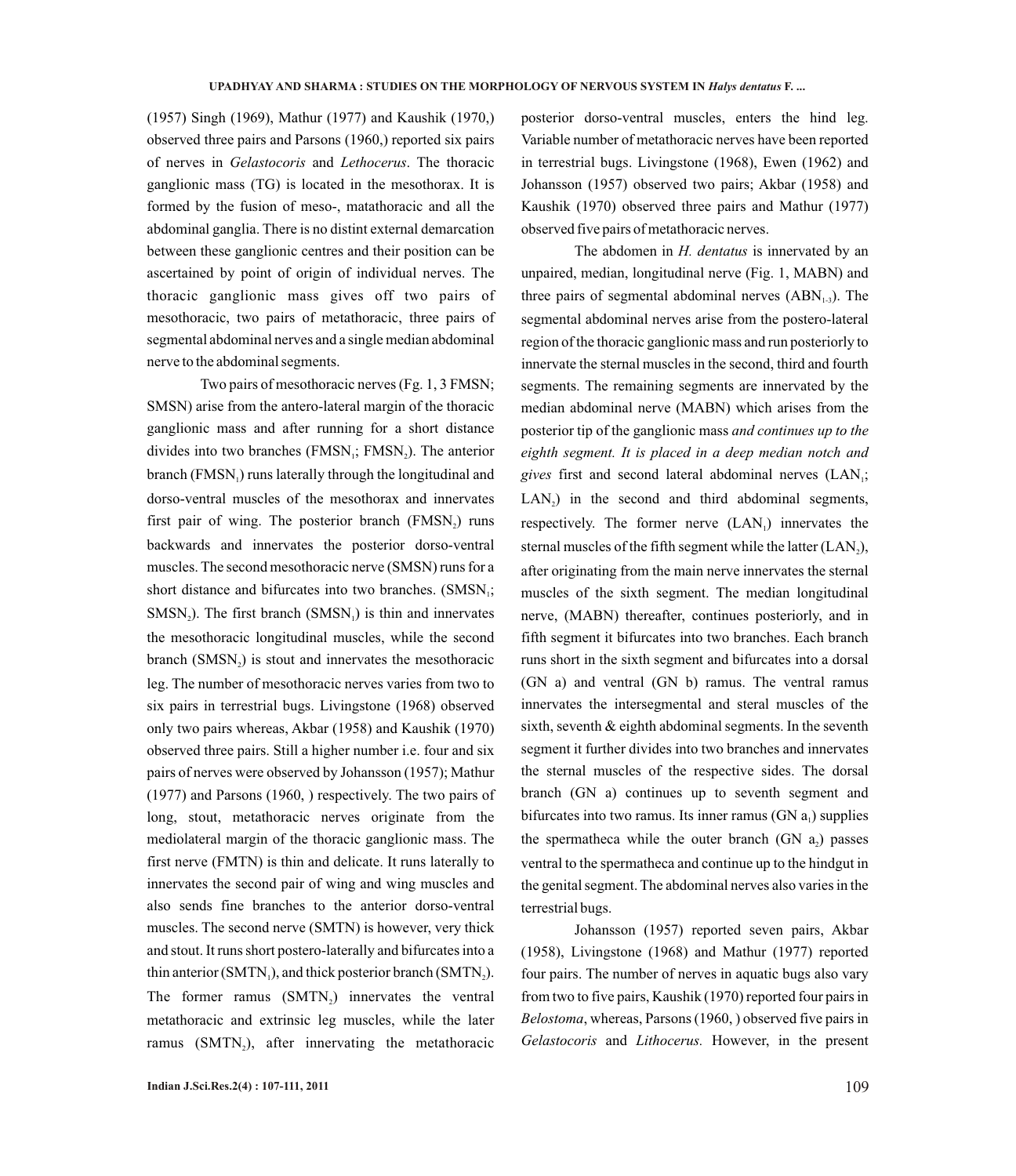(1957) Singh (1969), Mathur (1977) and Kaushik (1970,) observed three pairs and Parsons (1960,) reported six pairs of nerves in *Gelastocoris* and *Lethocerus*. The thoracic ganglionic mass (TG) is located in the mesothorax. It is formed by the fusion of meso-, matathoracic and all the abdominal ganglia. There is no distint external demarcation between these ganglionic centres and their position can be ascertained by point of origin of individual nerves. The thoracic ganglionic mass gives off two pairs of mesothoracic, two pairs of metathoracic, three pairs of segmental abdominal nerves and a single median abdominal nerve to the abdominal segments.

Two pairs of mesothoracic nerves (Fg. 1, 3 FMSN; SMSN) arise from the antero-lateral margin of the thoracic ganglionic mass and after running for a short distance divides into two branches ($FMSN_1$; $FMSN_2$). The anterior branch ($FMSN_1$) runs laterally through the longitudinal and dorso-ventral muscles of the mesothorax and innervates first pair of wing. The posterior branch ($FMSN_2$) runs backwards and innervates the posterior dorso-ventral muscles. The second mesothoracic nerve (SMSN) runs for a short distance and bifurcates into two branches. ($SMSN_1$; $SMSN_2$). The first branch ($SMSN_1$) is thin and innervates the mesothoracic longitudinal muscles, while the second branch ($SMSN_2$) is stout and innervates the mesothoracic leg. The number of mesothoracic nerves varies from two to six pairs in terrestrial bugs. Livingstone (1968) observed only two pairs whereas, Akbar (1958) and Kaushik (1970) observed three pairs. Still a higher number i.e. four and six pairs of nerves were observed by Johansson (1957); Mathur (1977) and Parsons (1960, ) respectively. The two pairs of long, stout, metathoracic nerves originate from the mediolateral margin of the thoracic ganglionic mass. The first nerve (FMTN) is thin and delicate. It runs laterally to innervates the second pair of wing and wing muscles and also sends fine branches to the anterior dorso-ventral muscles. The second nerve (SMTN) is however, very thick and stout. It runs short postero-laterally and bifurcates into a thin anterior ($SMTN_1$), and thick posterior branch ($SMTN_2$). The former ramus ($SMTN_2$) innervates the ventral metathoracic and extrinsic leg muscles, while the later ramus ($SMTN_2$), after innervating the metathoracic posterior dorso-ventral muscles, enters the hind leg. Variable number of metathoracic nerves have been reported in terrestrial bugs. Livingstone (1968), Ewen (1962) and Johansson (1957) observed two pairs; Akbar (1958) and Kaushik (1970) observed three pairs and Mathur (1977) observed five pairs of metathoracic nerves.

The abdomen in *H. dentatus* is innervated by an unpaired, median, longitudinal nerve (Fig. 1, MABN) and three pairs of segmental abdominal nerves ($ABN_{1-3}$). The segmental abdominal nerves arise from the postero-lateral region of the thoracic ganglionic mass and run posteriorly to innervate the sternal muscles in the second, third and fourth segments. The remaining segments are innervated by the median abdominal nerve (MABN) which arises from the posterior tip of the ganglionic mass *and continues up to the eighth segment. It is placed in a deep median notch and gives* first and second lateral abdominal nerves ($LAN_1$; $LAN_2$) in the second and third abdominal segments, respectively. The former nerve ($LAN_1$) innervates the sternal muscles of the fifth segment while the latter ($LAN_2$), after originating from the main nerve innervates the sternal muscles of the sixth segment. The median longitudinal nerve, (MABN) thereafter, continues posteriorly, and in fifth segment it bifurcates into two branches. Each branch runs short in the sixth segment and bifurcates into a dorsal (GN a) and ventral (GN b) ramus. The ventral ramus innervates the intersegmental and steral muscles of the sixth, seventh & eighth abdominal segments. In the seventh segment it further divides into two branches and innervates the sternal muscles of the respective sides. The dorsal branch (GN a) continues up to seventh segment and bifurcates into two ramus. Its inner ramus (GN $a_1$) supplies the spermatheca while the outer branch (GN $a_2$) passes ventral to the spermatheca and continue up to the hindgut in the genital segment. The abdominal nerves also varies in the terrestrial bugs.

Johansson (1957) reported seven pairs, Akbar (1958), Livingstone (1968) and Mathur (1977) reported four pairs. The number of nerves in aquatic bugs also vary from two to five pairs, Kaushik (1970) reported four pairs in *Belostoma*, whereas, Parsons (1960, ) observed five pairs in *Gelastocoris* and *Lithocerus.* However, in the present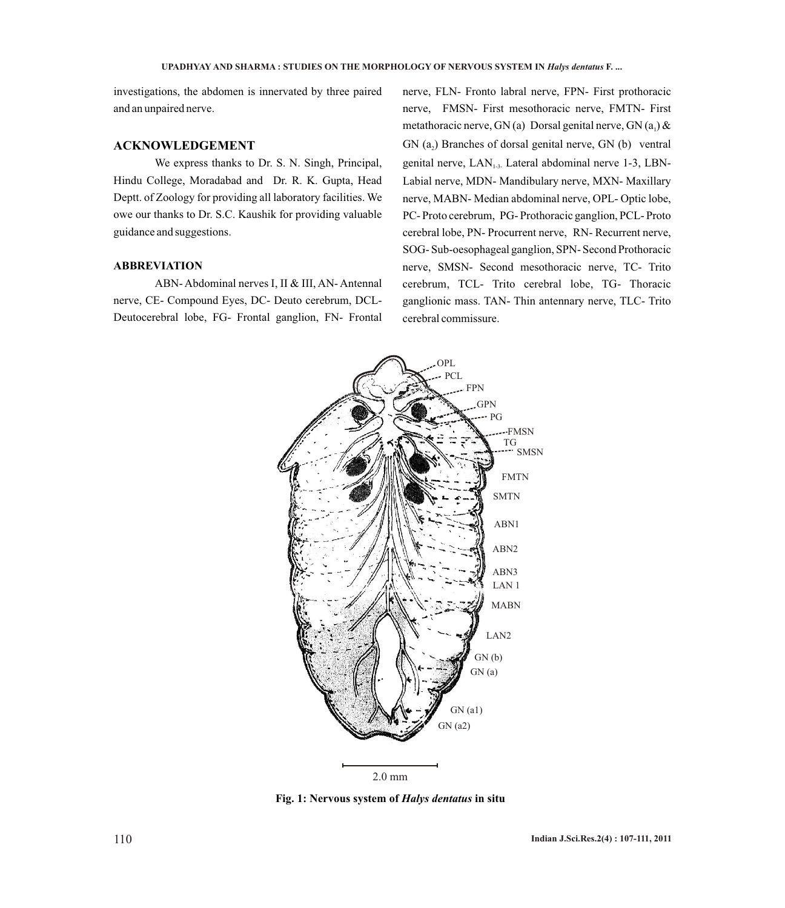investigations, the abdomen is innervated by three paired and an unpaired nerve.

## ACKNOWLEDGEMENT

We express thanks to Dr. S. N. Singh, Principal, Hindu College, Moradabad and Dr. R. K. Gupta, Head Deptt. of Zoology for providing all laboratory facilities. We owe our thanks to Dr. S.C. Kaushik for providing valuable guidance and suggestions.

### ABBREVIATION

ABN- Abdominal nerves I, II & III, AN- Antennal nerve, CE- Compound Eyes, DC- Deuto cerebrum, DCL- Deutocerebral lobe, FG- Frontal ganglion, FN- Frontal nerve, FLN- Fronto labral nerve, FPN- First prothoracic nerve, FMSN- First mesothoracic nerve, FMTN- First metathoracic nerve, GN (a) Dorsal genital nerve, GN ($a_1$) & GN ($a_2$) Branches of dorsal genital nerve, GN (b) ventral genital nerve, $LAN_{1-3}$ Lateral abdominal nerve 1-3, LBN- Labial nerve, MDN- Mandibulary nerve, MXN- Maxillary nerve, MABN- Median abdominal nerve, OPL- Optic lobe, PC- Proto cerebrum, PG- Prothoracic ganglion, PCL- Proto cerebral lobe, PN- Procurrent nerve, RN- Recurrent nerve, SOG- Sub-oesophageal ganglion, SPN- Second Prothoracic nerve, SMSN- Second mesothoracic nerve, TC- Trito cerebrum, TCL- Trito cerebral lobe, TG- Thoracic ganglionic mass. TAN- Thin antennary nerve, TLC- Trito cerebral commissure.

**Fig. 1: Nervous system of *Halys dentatus* in situ**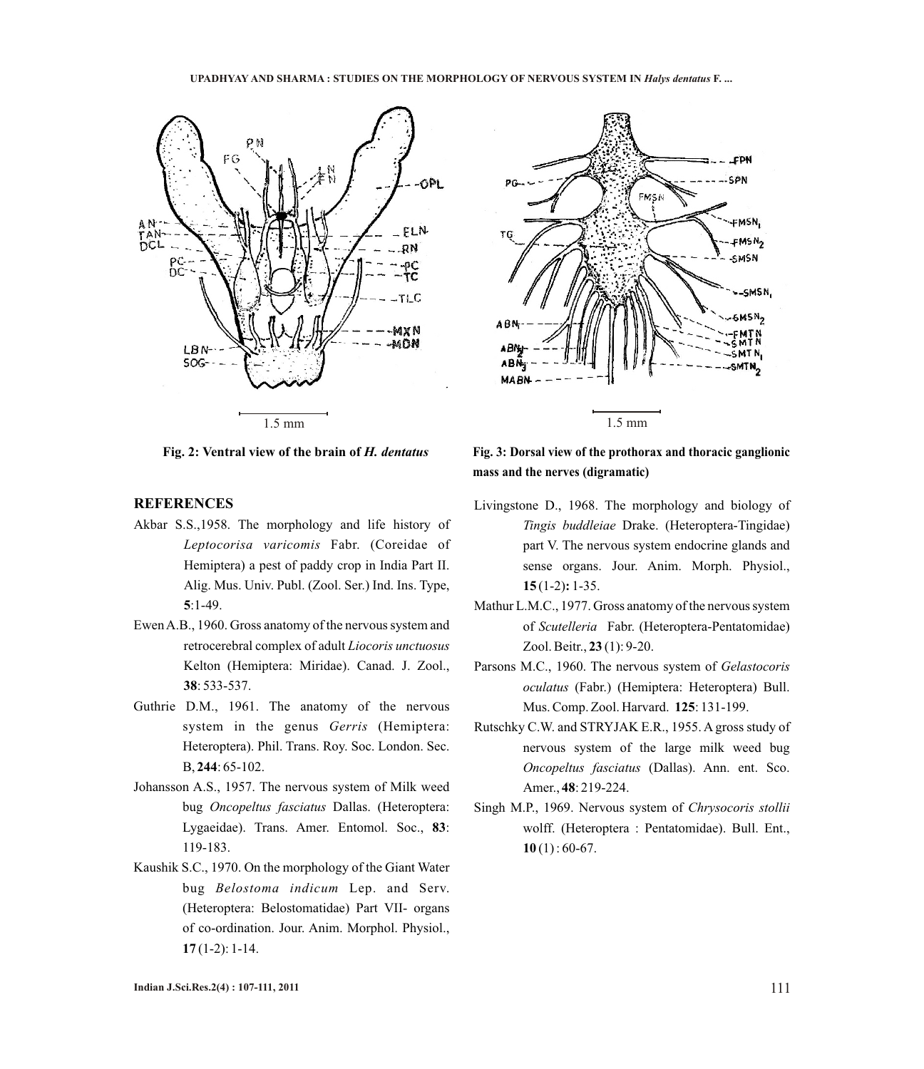PN
FG
LN
FN
OPL
AN
TAN
DCL
ELN
RN
PC
DC
PC
TC
TLC
MXN
MDN
LBN
SOG

1.5 mm

**Fig. 2: Ventral view of the brain of *H. dentatus***

FPN
PG
SPN
FMSN
TG
FMSN1
FMSN2
SMSN
SMSN1
SMSN2
ABN1
FMTN
SMTN
ABN2
SMTN1
ABN3
SMTN2
MABN

1.5 mm

**Fig. 3: Dorsal view of the prothorax and thoracic ganglionic mass and the nerves (digramatic)**

## REFERENCES

Akbar S.S.,1958. The morphology and life history of *Leptocorisa varicomis* Fabr. (Coreidae of Hemiptera) a pest of paddy crop in India Part II. Alig. Mus. Univ. Publ. (Zool. Ser.) Ind. Ins. Type, **5**:1-49.

Ewen A.B., 1960. Gross anatomy of the nervous system and retrocerebral complex of adult *Liocoris unctuosus* Kelton (Hemiptera: Miridae). Canad. J. Zool., **38**: 533-537.

Guthrie D.M., 1961. The anatomy of the nervous system in the genus *Gerris* (Hemiptera: Heteroptera). Phil. Trans. Roy. Soc. London. Sec. B, **244**: 65-102.

Johansson A.S., 1957. The nervous system of Milk weed bug *Oncopeltus fasciatus* Dallas. (Heteroptera: Lygaeidae). Trans. Amer. Entomol. Soc., **83**: 119-183.

Kaushik S.C., 1970. On the morphology of the Giant Water bug *Belostoma indicum* Lep. and Serv. (Heteroptera: Belostomatidae) Part VII- organs of co-ordination. Jour. Anim. Morphol. Physiol., **17** (1-2): 1-14.

Livingstone D., 1968. The morphology and biology of *Tingis buddleiae* Drake. (Heteroptera-Tingidae) part V. The nervous system endocrine glands and sense organs. Jour. Anim. Morph. Physiol., **15** (1-2)**:** 1-35.

Mathur L.M.C., 1977. Gross anatomy of the nervous system of *Scutelleria* Fabr. (Heteroptera-Pentatomidae) Zool. Beitr., **23** (1): 9-20.

Parsons M.C., 1960. The nervous system of *Gelastocoris oculatus* (Fabr.) (Hemiptera: Heteroptera) Bull. Mus. Comp. Zool. Harvard. **125**: 131-199.

Rutschky C.W. and STRYJAK E.R., 1955. A gross study of nervous system of the large milk weed bug *Oncopeltus fasciatus* (Dallas). Ann. ent. Sco. Amer., **48**: 219-224.

Singh M.P., 1969. Nervous system of *Chrysocoris stollii* wolff. (Heteroptera : Pentatomidae). Bull. Ent., **10** (1) : 60-67.